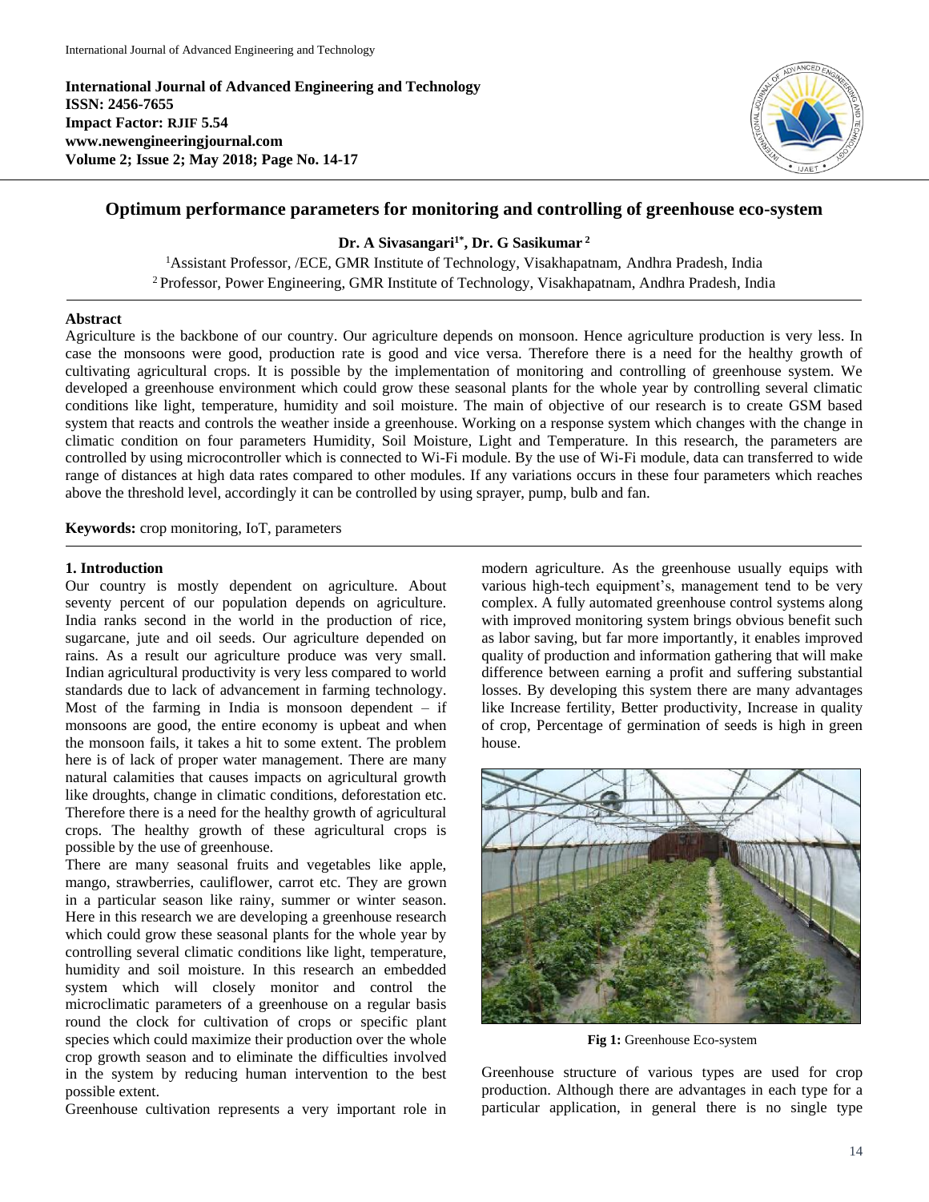International Journal of Advanced Engineering and Technology
ISSN: 2456-7655
Impact Factor: RJIF 5.54
www.newengineeringjournal.com
Volume 2; Issue 2; May 2018; Page No. 14-17

# Optimum performance parameters for monitoring and controlling of greenhouse eco-system

**Dr. A Sivasangari[1*], Dr. G Sasikumar[2]**

[1] Assistant Professor, /ECE, GMR Institute of Technology, Visakhapatnam, Andhra Pradesh, India
[2] Professor, Power Engineering, GMR Institute of Technology, Visakhapatnam, Andhra Pradesh, India

## Abstract

Agriculture is the backbone of our country. Our agriculture depends on monsoon. Hence agriculture production is very less. In case the monsoons were good, production rate is good and vice versa. Therefore there is a need for the healthy growth of cultivating agricultural crops. It is possible by the implementation of monitoring and controlling of greenhouse system. We developed a greenhouse environment which could grow these seasonal plants for the whole year by controlling several climatic conditions like light, temperature, humidity and soil moisture. The main of objective of our research is to create GSM based system that reacts and controls the weather inside a greenhouse. Working on a response system which changes with the change in climatic condition on four parameters Humidity, Soil Moisture, Light and Temperature. In this research, the parameters are controlled by using microcontroller which is connected to Wi-Fi module. By the use of Wi-Fi module, data can transferred to wide range of distances at high data rates compared to other modules. If any variations occurs in these four parameters which reaches above the threshold level, accordingly it can be controlled by using sprayer, pump, bulb and fan.

**Keywords:** crop monitoring, IoT, parameters

## 1. Introduction

Our country is mostly dependent on agriculture. About seventy percent of our population depends on agriculture. India ranks second in the world in the production of rice, sugarcane, jute and oil seeds. Our agriculture depended on rains. As a result our agriculture produce was very small. Indian agricultural productivity is very less compared to world standards due to lack of advancement in farming technology. Most of the farming in India is monsoon dependent – if monsoons are good, the entire economy is upbeat and when the monsoon fails, it takes a hit to some extent. The problem here is of lack of proper water management. There are many natural calamities that causes impacts on agricultural growth like droughts, change in climatic conditions, deforestation etc. Therefore there is a need for the healthy growth of agricultural crops. The healthy growth of these agricultural crops is possible by the use of greenhouse.

There are many seasonal fruits and vegetables like apple, mango, strawberries, cauliflower, carrot etc. They are grown in a particular season like rainy, summer or winter season. Here in this research we are developing a greenhouse research which could grow these seasonal plants for the whole year by controlling several climatic conditions like light, temperature, humidity and soil moisture. In this research an embedded system which will closely monitor and control the microclimatic parameters of a greenhouse on a regular basis round the clock for cultivation of crops or specific plant species which could maximize their production over the whole crop growth season and to eliminate the difficulties involved in the system by reducing human intervention to the best possible extent.

Greenhouse cultivation represents a very important role in modern agriculture. As the greenhouse usually equips with various high-tech equipment's, management tend to be very complex. A fully automated greenhouse control systems along with improved monitoring system brings obvious benefit such as labor saving, but far more importantly, it enables improved quality of production and information gathering that will make difference between earning a profit and suffering substantial losses. By developing this system there are many advantages like Increase fertility, Better productivity, Increase in quality of crop, Percentage of germination of seeds is high in green house.

**Fig 1:** Greenhouse Eco-system

Greenhouse structure of various types are used for crop production. Although there are advantages in each type for a particular application, in general there is no single type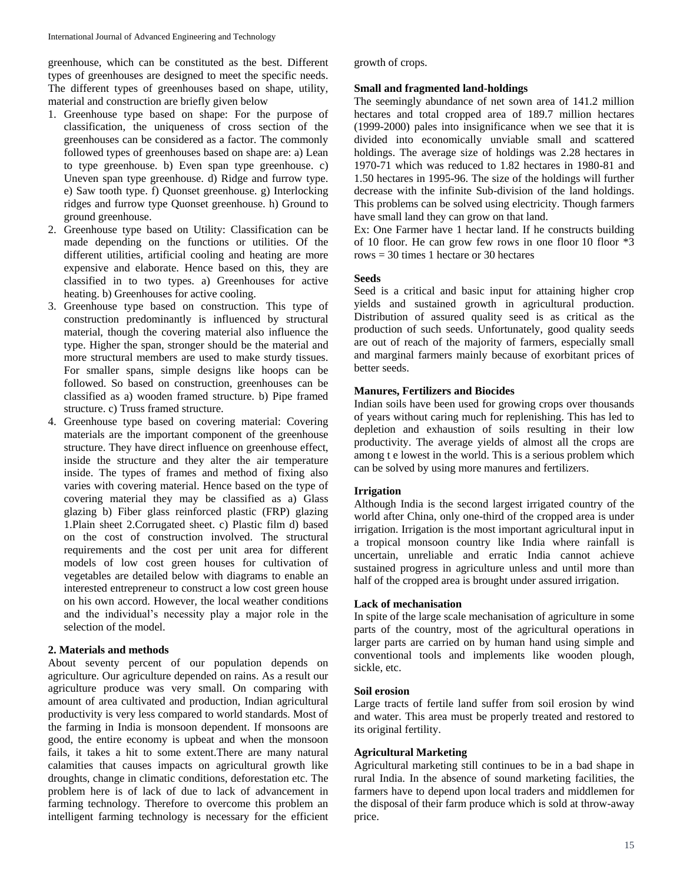greenhouse, which can be constituted as the best. Different types of greenhouses are designed to meet the specific needs. The different types of greenhouses based on shape, utility, material and construction are briefly given below

1. Greenhouse type based on shape: For the purpose of classification, the uniqueness of cross section of the greenhouses can be considered as a factor. The commonly followed types of greenhouses based on shape are: a) Lean to type greenhouse. b) Even span type greenhouse. c) Uneven span type greenhouse. d) Ridge and furrow type. e) Saw tooth type. f) Quonset greenhouse. g) Interlocking ridges and furrow type Quonset greenhouse. h) Ground to ground greenhouse.
2. Greenhouse type based on Utility: Classification can be made depending on the functions or utilities. Of the different utilities, artificial cooling and heating are more expensive and elaborate. Hence based on this, they are classified in to two types. a) Greenhouses for active heating. b) Greenhouses for active cooling.
3. Greenhouse type based on construction. This type of construction predominantly is influenced by structural material, though the covering material also influence the type. Higher the span, stronger should be the material and more structural members are used to make sturdy tissues. For smaller spans, simple designs like hoops can be followed. So based on construction, greenhouses can be classified as a) wooden framed structure. b) Pipe framed structure. c) Truss framed structure.
4. Greenhouse type based on covering material: Covering materials are the important component of the greenhouse structure. They have direct influence on greenhouse effect, inside the structure and they alter the air temperature inside. The types of frames and method of fixing also varies with covering material. Hence based on the type of covering material they may be classified as a) Glass glazing b) Fiber glass reinforced plastic (FRP) glazing 1.Plain sheet 2.Corrugated sheet. c) Plastic film d) based on the cost of construction involved. The structural requirements and the cost per unit area for different models of low cost green houses for cultivation of vegetables are detailed below with diagrams to enable an interested entrepreneur to construct a low cost green house on his own accord. However, the local weather conditions and the individual's necessity play a major role in the selection of the model.

## 2. Materials and methods

About seventy percent of our population depends on agriculture. Our agriculture depended on rains. As a result our agriculture produce was very small. On comparing with amount of area cultivated and production, Indian agricultural productivity is very less compared to world standards. Most of the farming in India is monsoon dependent. If monsoons are good, the entire economy is upbeat and when the monsoon fails, it takes a hit to some extent.There are many natural calamities that causes impacts on agricultural growth like droughts, change in climatic conditions, deforestation etc. The problem here is of lack of due to lack of advancement in farming technology. Therefore to overcome this problem an intelligent farming technology is necessary for the efficient growth of crops.

### Small and fragmented land-holdings

The seemingly abundance of net sown area of 141.2 million hectares and total cropped area of 189.7 million hectares (1999-2000) pales into insignificance when we see that it is divided into economically unviable small and scattered holdings. The average size of holdings was 2.28 hectares in 1970-71 which was reduced to 1.82 hectares in 1980-81 and 1.50 hectares in 1995-96. The size of the holdings will further decrease with the infinite Sub-division of the land holdings. This problems can be solved using electricity. Though farmers have small land they can grow on that land.

Ex: One Farmer have 1 hectar land. If he constructs building of 10 floor. He can grow few rows in one floor 10 floor *3 rows = 30 times 1 hectare or 30 hectares

### Seeds

Seed is a critical and basic input for attaining higher crop yields and sustained growth in agricultural production. Distribution of assured quality seed is as critical as the production of such seeds. Unfortunately, good quality seeds are out of reach of the majority of farmers, especially small and marginal farmers mainly because of exorbitant prices of better seeds.

### Manures, Fertilizers and Biocides

Indian soils have been used for growing crops over thousands of years without caring much for replenishing. This has led to depletion and exhaustion of soils resulting in their low productivity. The average yields of almost all the crops are among t e lowest in the world. This is a serious problem which can be solved by using more manures and fertilizers.

### Irrigation

Although India is the second largest irrigated country of the world after China, only one-third of the cropped area is under irrigation. Irrigation is the most important agricultural input in a tropical monsoon country like India where rainfall is uncertain, unreliable and erratic India cannot achieve sustained progress in agriculture unless and until more than half of the cropped area is brought under assured irrigation.

### Lack of mechanisation

In spite of the large scale mechanisation of agriculture in some parts of the country, most of the agricultural operations in larger parts are carried on by human hand using simple and conventional tools and implements like wooden plough, sickle, etc.

### Soil erosion

Large tracts of fertile land suffer from soil erosion by wind and water. This area must be properly treated and restored to its original fertility.

### Agricultural Marketing

Agricultural marketing still continues to be in a bad shape in rural India. In the absence of sound marketing facilities, the farmers have to depend upon local traders and middlemen for the disposal of their farm produce which is sold at throw-away price.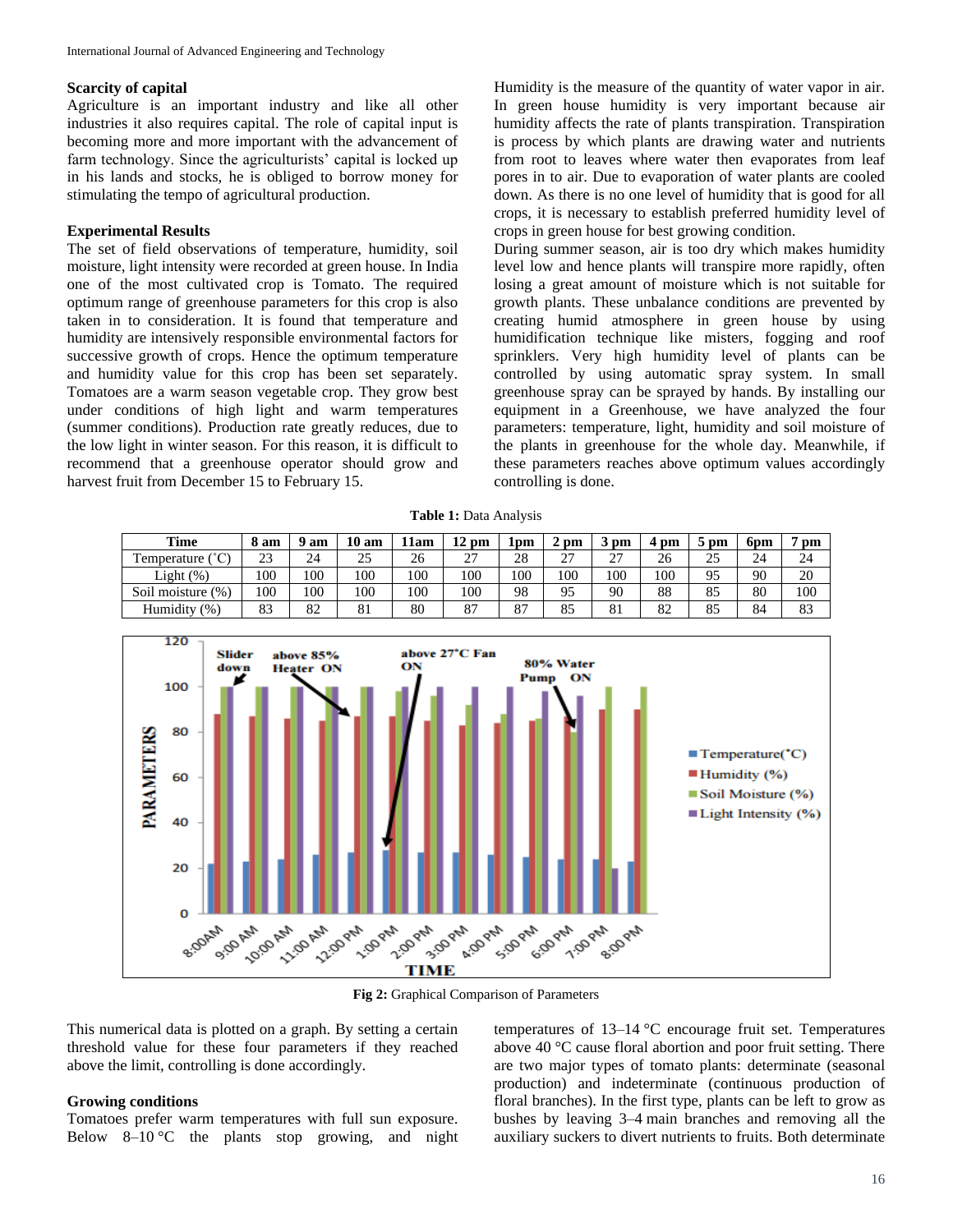### Scarcity of capital

Agriculture is an important industry and like all other industries it also requires capital. The role of capital input is becoming more and more important with the advancement of farm technology. Since the agriculturists' capital is locked up in his lands and stocks, he is obliged to borrow money for stimulating the tempo of agricultural production.

### Experimental Results

The set of field observations of temperature, humidity, soil moisture, light intensity were recorded at green house. In India one of the most cultivated crop is Tomato. The required optimum range of greenhouse parameters for this crop is also taken in to consideration. It is found that temperature and humidity are intensively responsible environmental factors for successive growth of crops. Hence the optimum temperature and humidity value for this crop has been set separately. Tomatoes are a warm season vegetable crop. They grow best under conditions of high light and warm temperatures (summer conditions). Production rate greatly reduces, due to the low light in winter season. For this reason, it is difficult to recommend that a greenhouse operator should grow and harvest fruit from December 15 to February 15.

Humidity is the measure of the quantity of water vapor in air. In green house humidity is very important because air humidity affects the rate of plants transpiration. Transpiration is process by which plants are drawing water and nutrients from root to leaves where water then evaporates from leaf pores in to air. Due to evaporation of water plants are cooled down. As there is no one level of humidity that is good for all crops, it is necessary to establish preferred humidity level of crops in green house for best growing condition.

During summer season, air is too dry which makes humidity level low and hence plants will transpire more rapidly, often losing a great amount of moisture which is not suitable for growth plants. These unbalance conditions are prevented by creating humid atmosphere in green house by using humidification technique like misters, fogging and roof sprinklers. Very high humidity level of plants can be controlled by using automatic spray system. In small greenhouse spray can be sprayed by hands. By installing our equipment in a Greenhouse, we have analyzed the four parameters: temperature, light, humidity and soil moisture of the plants in greenhouse for the whole day. Meanwhile, if these parameters reaches above optimum values accordingly controlling is done.

**Table 1:** Data Analysis

| Time | 8 am | 9 am | 10 am | 11am | 12 pm | 1pm | 2 pm | 3 pm | 4 pm | 5 pm | 6pm | 7 pm |
|---|---|---|---|---|---|---|---|---|---|---|---|---|
| Temperature (˚C) | 23 | 24 | 25 | 26 | 27 | 28 | 27 | 27 | 26 | 25 | 24 | 24 |
| Light (%) | 100 | 100 | 100 | 100 | 100 | 100 | 100 | 100 | 100 | 95 | 90 | 20 |
| Soil moisture (%) | 100 | 100 | 100 | 100 | 100 | 98 | 95 | 90 | 88 | 85 | 80 | 100 |
| Humidity (%) | 83 | 82 | 81 | 80 | 87 | 87 | 85 | 81 | 82 | 85 | 84 | 83 |

**Fig 2:** Graphical Comparison of Parameters

This numerical data is plotted on a graph. By setting a certain threshold value for these four parameters if they reached above the limit, controlling is done accordingly.

### Growing conditions

Tomatoes prefer warm temperatures with full sun exposure. Below 8–10 °C the plants stop growing, and night temperatures of 13–14 °C encourage fruit set. Temperatures above 40 °C cause floral abortion and poor fruit setting. There are two major types of tomato plants: determinate (seasonal production) and indeterminate (continuous production of floral branches). In the first type, plants can be left to grow as bushes by leaving 3–4 main branches and removing all the auxiliary suckers to divert nutrients to fruits. Both determinate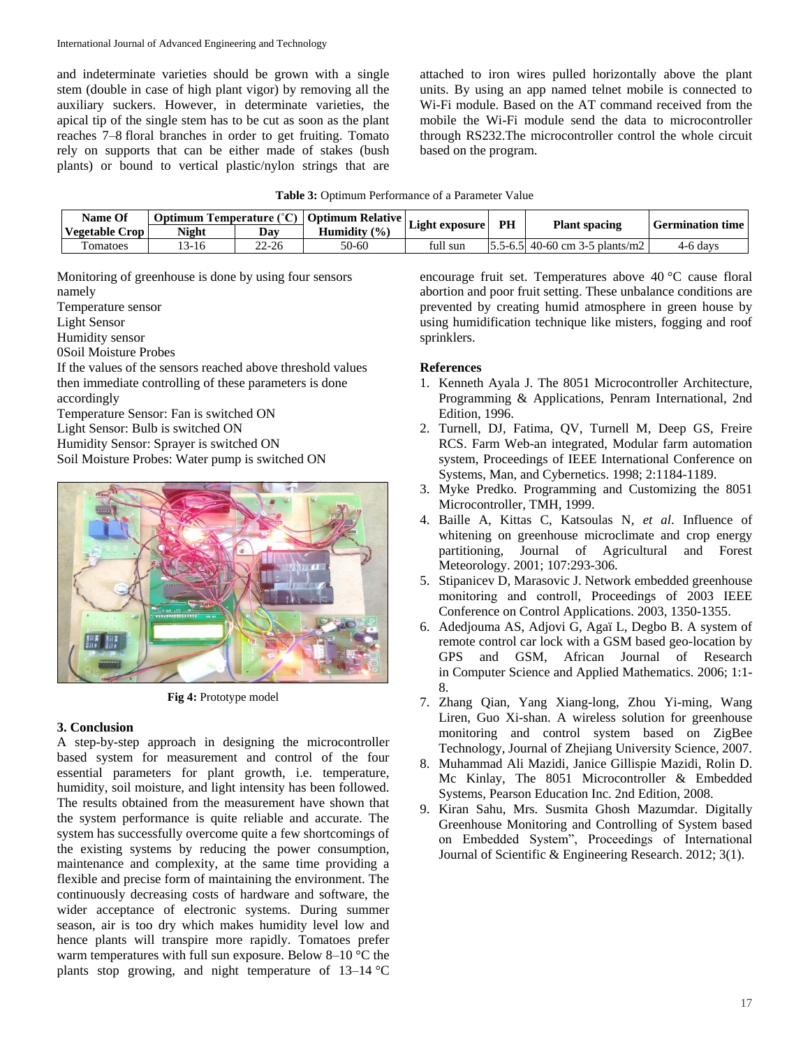and indeterminate varieties should be grown with a single stem (double in case of high plant vigor) by removing all the auxiliary suckers. However, in determinate varieties, the apical tip of the single stem has to be cut as soon as the plant reaches 7–8 floral branches in order to get fruiting. Tomato rely on supports that can be either made of stakes (bush plants) or bound to vertical plastic/nylon strings that are attached to iron wires pulled horizontally above the plant units. By using an app named telnet mobile is connected to Wi-Fi module. Based on the AT command received from the mobile the Wi-Fi module send the data to microcontroller through RS232.The microcontroller control the whole circuit based on the program.

**Table 3:** Optimum Performance of a Parameter Value

| Name Of Vegetable Crop | Optimum Temperature (˚C) | | Optimum Relative Humidity (%) | Light exposure | PH | Plant spacing | Germination time |
|---|---|---|---|---|---|---|---|
| | Night | Day | | | | | |
| Tomatoes | 13-16 | 22-26 | 50-60 | full sun | 5.5-6.5 | 40-60 cm 3-5 plants/m2 | 4-6 days |

Monitoring of greenhouse is done by using four sensors namely
Temperature sensor
Light Sensor
Humidity sensor
0Soil Moisture Probes
If the values of the sensors reached above threshold values then immediate controlling of these parameters is done accordingly
Temperature Sensor: Fan is switched ON
Light Sensor: Bulb is switched ON
Humidity Sensor: Sprayer is switched ON
Soil Moisture Probes: Water pump is switched ON

**Fig 4:** Prototype model

## 3. Conclusion

A step-by-step approach in designing the microcontroller based system for measurement and control of the four essential parameters for plant growth, i.e. temperature, humidity, soil moisture, and light intensity has been followed. The results obtained from the measurement have shown that the system performance is quite reliable and accurate. The system has successfully overcome quite a few shortcomings of the existing systems by reducing the power consumption, maintenance and complexity, at the same time providing a flexible and precise form of maintaining the environment. The continuously decreasing costs of hardware and software, the wider acceptance of electronic systems. During summer season, air is too dry which makes humidity level low and hence plants will transpire more rapidly. Tomatoes prefer warm temperatures with full sun exposure. Below 8–10 °C the plants stop growing, and night temperature of 13–14 °C encourage fruit set. Temperatures above 40 °C cause floral abortion and poor fruit setting. These unbalance conditions are prevented by creating humid atmosphere in green house by using humidification technique like misters, fogging and roof sprinklers.

## References

1. Kenneth Ayala J. The 8051 Microcontroller Architecture, Programming & Applications, Penram International, 2nd Edition, 1996.
2. Turnell, DJ, Fatima, QV, Turnell M, Deep GS, Freire RCS. Farm Web-an integrated, Modular farm automation system, Proceedings of IEEE International Conference on Systems, Man, and Cybernetics. 1998; 2:1184-1189.
3. Myke Predko. Programming and Customizing the 8051 Microcontroller, TMH, 1999.
4. Baille A, Kittas C, Katsoulas N, *et al*. Influence of whitening on greenhouse microclimate and crop energy partitioning, Journal of Agricultural and Forest Meteorology. 2001; 107:293-306.
5. Stipanicev D, Marasovic J. Network embedded greenhouse monitoring and controll, Proceedings of 2003 IEEE Conference on Control Applications. 2003, 1350-1355.
6. Adedjouma AS, Adjovi G, Agaï L, Degbo B. A system of remote control car lock with a GSM based geo-location by GPS and GSM, African Journal of Research in Computer Science and Applied Mathematics. 2006; 1:1-8.
7. Zhang Qian, Yang Xiang-long, Zhou Yi-ming, Wang Liren, Guo Xi-shan. A wireless solution for greenhouse monitoring and control system based on ZigBee Technology, Journal of Zhejiang University Science, 2007.
8. Muhammad Ali Mazidi, Janice Gillispie Mazidi, Rolin D. Mc Kinlay, The 8051 Microcontroller & Embedded Systems, Pearson Education Inc. 2nd Edition, 2008.
9. Kiran Sahu, Mrs. Susmita Ghosh Mazumdar. Digitally Greenhouse Monitoring and Controlling of System based on Embedded System", Proceedings of International Journal of Scientific & Engineering Research. 2012; 3(1).